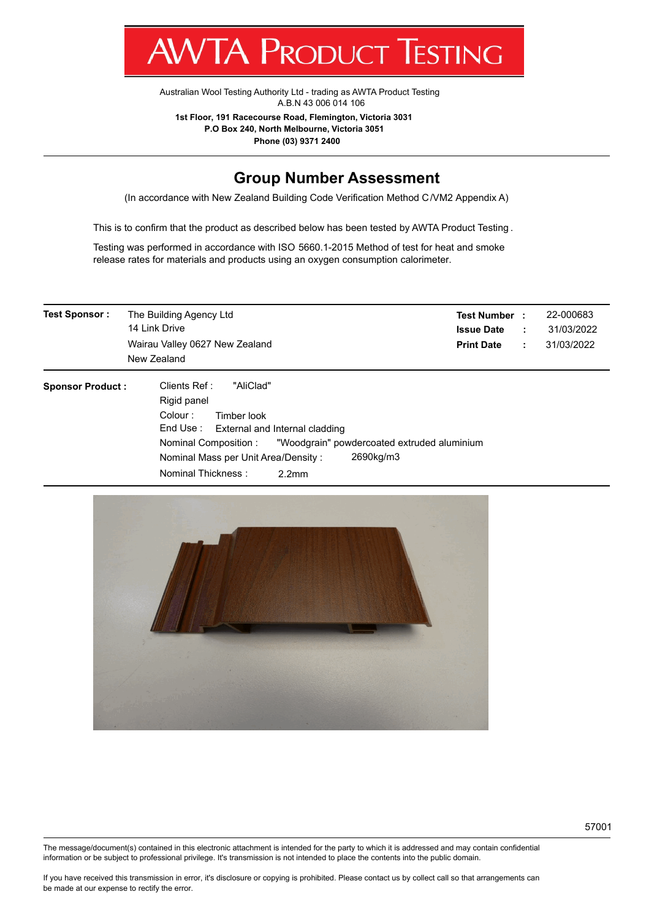# AWTA Product Testing

Australian Wool Testing Authority Ltd - trading as AWTA Product Testing
A.B.N 43 006 014 106

**1st Floor, 191 Racecourse Road, Flemington, Victoria 3031**
**P.O Box 240, North Melbourne, Victoria 3051**
**Phone (03) 9371 2400**

## Group Number Assessment

(In accordance with New Zealand Building Code Verification Method C/VM2 Appendix A)

This is to confirm that the product as described below has been tested by AWTA Product Testing.

Testing was performed in accordance with ISO 5660.1-2015 Method of test for heat and smoke release rates for materials and products using an oxygen consumption calorimeter.

**Test Sponsor :** The Building Agency Ltd
14 Link Drive
Wairau Valley 0627 New Zealand
New Zealand

**Test Number :** 22-000683
**Issue Date :** 31/03/2022
**Print Date :** 31/03/2022

**Sponsor Product :**

Clients Ref : "AliClad"
Rigid panel
Colour : Timber look
End Use : External and Internal cladding
Nominal Composition : "Woodgrain" powdercoated extruded aluminium
Nominal Mass per Unit Area/Density : 2690kg/m3
Nominal Thickness : 2.2mm

57001

The message/document(s) contained in this electronic attachment is intended for the party to which it is addressed and may contain confidential information or be subject to professional privilege. It's transmission is not intended to place the contents into the public domain.

If you have received this transmission in error, it's disclosure or copying is prohibited. Please contact us by collect call so that arrangements can be made at our expense to rectify the error.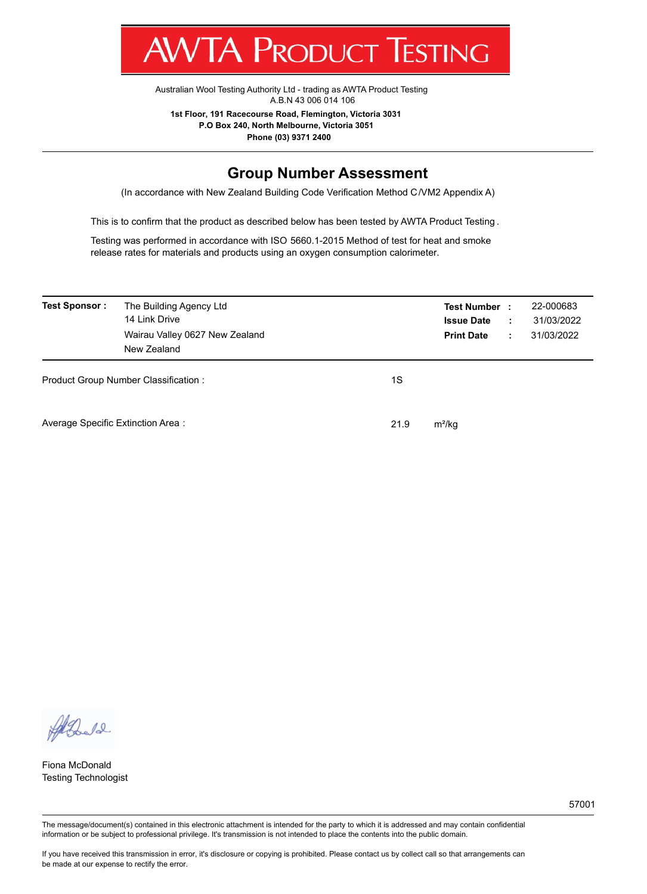# AWTA PRODUCT TESTING

Australian Wool Testing Authority Ltd - trading as AWTA Product Testing
A.B.N 43 006 014 106

**1st Floor, 191 Racecourse Road, Flemington, Victoria 3031**
**P.O Box 240, North Melbourne, Victoria 3051**
**Phone (03) 9371 2400**

## Group Number Assessment

(In accordance with New Zealand Building Code Verification Method C/VM2 Appendix A)

This is to confirm that the product as described below has been tested by AWTA Product Testing.

Testing was performed in accordance with ISO 5660.1-2015 Method of test for heat and smoke release rates for materials and products using an oxygen consumption calorimeter.

| | | | |
|---|---|---|---|
| **Test Sponsor :** | The Building Agency Ltd<br>14 Link Drive<br>Wairau Valley 0627 New Zealand<br>New Zealand | **Test Number :**<br>**Issue Date :**<br>**Print Date :** | 22-000683<br>31/03/2022<br>31/03/2022 |

Product Group Number Classification : 1S

Average Specific Extinction Area : 21.9 $m^2/kg$

Fiona McDonald
Testing Technologist

57001

The message/document(s) contained in this electronic attachment is intended for the party to which it is addressed and may contain confidential information or be subject to professional privilege. It's transmission is not intended to place the contents into the public domain.

If you have received this transmission in error, it's disclosure or copying is prohibited. Please contact us by collect call so that arrangements can be made at our expense to rectify the error.